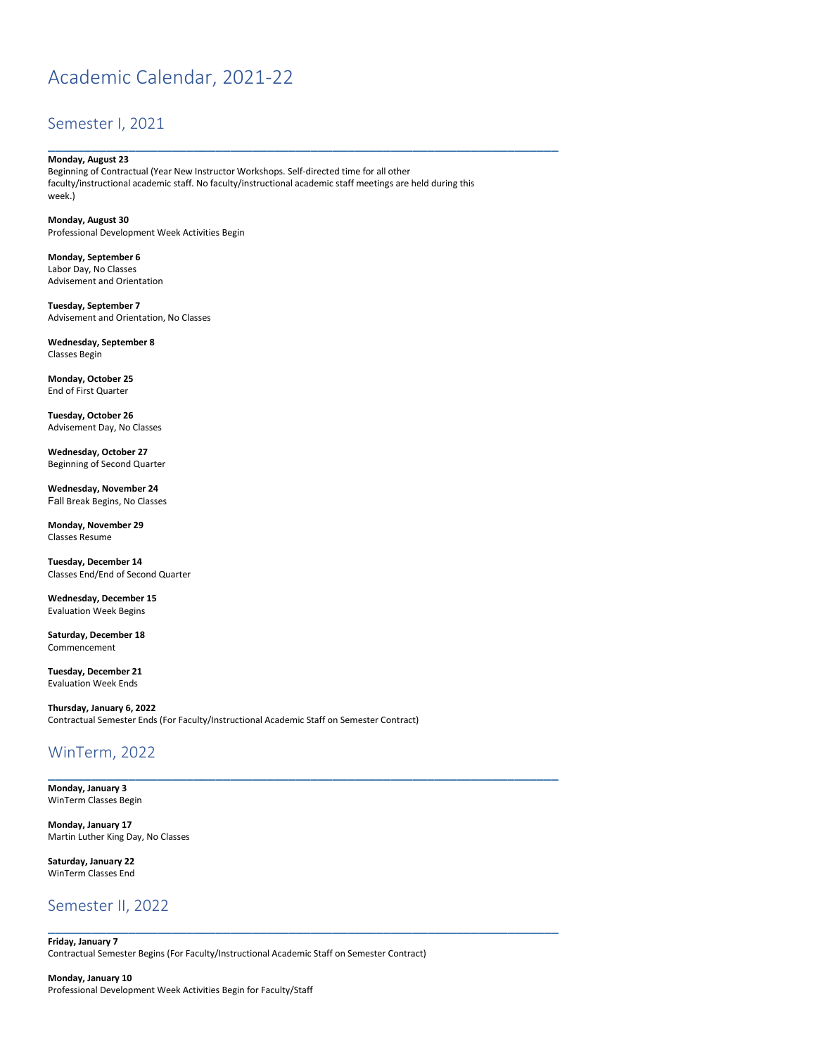# Academic Calendar, 2021-22

## Semester I, 2021

**Monday, August 23**
Beginning of Contractual (Year New Instructor Workshops. Self-directed time for all other faculty/instructional academic staff. No faculty/instructional academic staff meetings are held during this week.)

**Monday, August 30**
Professional Development Week Activities Begin

**Monday, September 6**
Labor Day, No Classes
Advisement and Orientation

**Tuesday, September 7**
Advisement and Orientation, No Classes

**Wednesday, September 8**
Classes Begin

**Monday, October 25**
End of First Quarter

**Tuesday, October 26**
Advisement Day, No Classes

**Wednesday, October 27**
Beginning of Second Quarter

**Wednesday, November 24**
Fall Break Begins, No Classes

**Monday, November 29**
Classes Resume

**Tuesday, December 14**
Classes End/End of Second Quarter

**Wednesday, December 15**
Evaluation Week Begins

**Saturday, December 18**
Commencement

**Tuesday, December 21**
Evaluation Week Ends

**Thursday, January 6, 2022**
Contractual Semester Ends (For Faculty/Instructional Academic Staff on Semester Contract)

## WinTerm, 2022

**Monday, January 3**
WinTerm Classes Begin

**Monday, January 17**
Martin Luther King Day, No Classes

**Saturday, January 22**
WinTerm Classes End

## Semester II, 2022

**Friday, January 7**
Contractual Semester Begins (For Faculty/Instructional Academic Staff on Semester Contract)

**Monday, January 10**
Professional Development Week Activities Begin for Faculty/Staff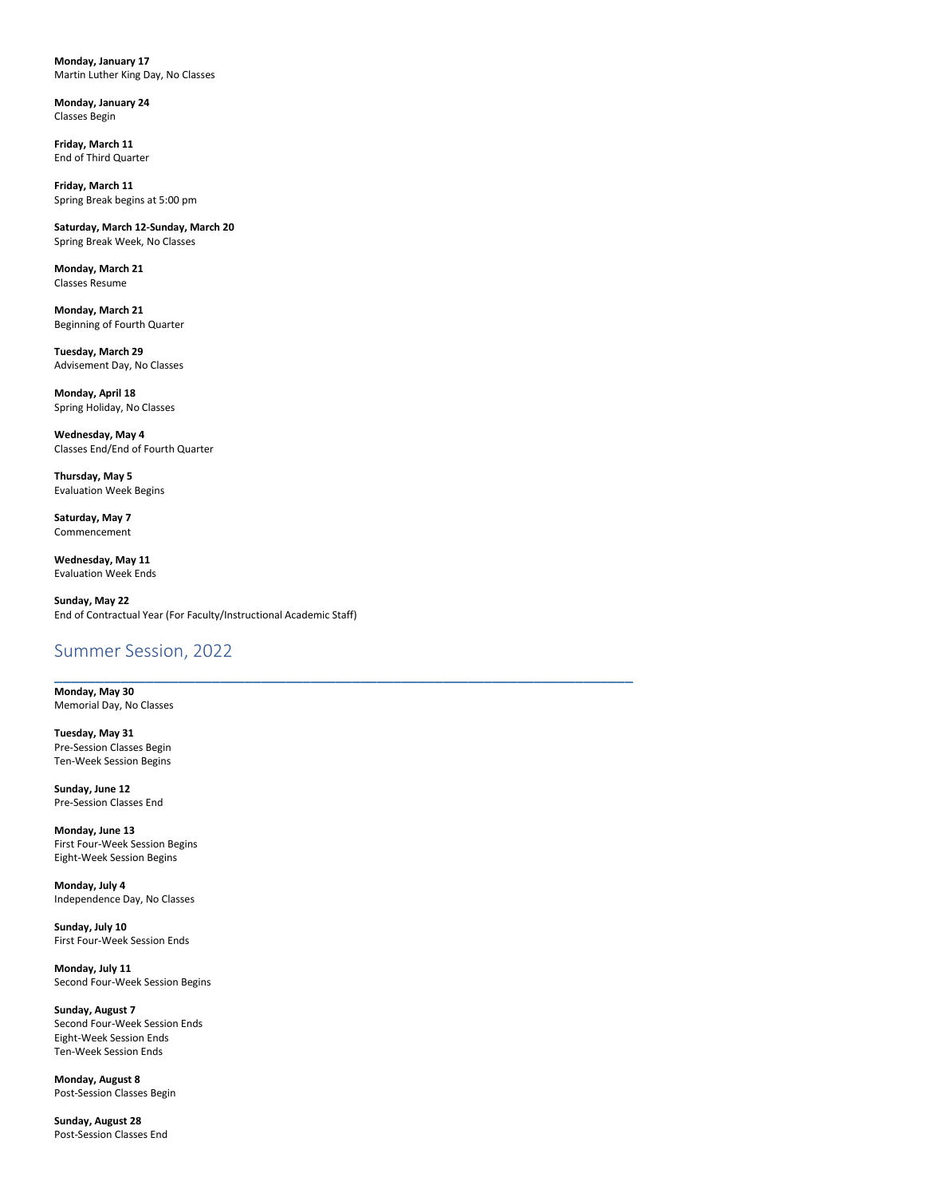**Monday, January 17**
Martin Luther King Day, No Classes

**Monday, January 24**
Classes Begin

**Friday, March 11**
End of Third Quarter

**Friday, March 11**
Spring Break begins at 5:00 pm

**Saturday, March 12-Sunday, March 20**
Spring Break Week, No Classes

**Monday, March 21**
Classes Resume

**Monday, March 21**
Beginning of Fourth Quarter

**Tuesday, March 29**
Advisement Day, No Classes

**Monday, April 18**
Spring Holiday, No Classes

**Wednesday, May 4**
Classes End/End of Fourth Quarter

**Thursday, May 5**
Evaluation Week Begins

**Saturday, May 7**
Commencement

**Wednesday, May 11**
Evaluation Week Ends

**Sunday, May 22**
End of Contractual Year (For Faculty/Instructional Academic Staff)

## Summer Session, 2022

**Monday, May 30**
Memorial Day, No Classes

**Tuesday, May 31**
Pre-Session Classes Begin
Ten-Week Session Begins

**Sunday, June 12**
Pre-Session Classes End

**Monday, June 13**
First Four-Week Session Begins
Eight-Week Session Begins

**Monday, July 4**
Independence Day, No Classes

**Sunday, July 10**
First Four-Week Session Ends

**Monday, July 11**
Second Four-Week Session Begins

**Sunday, August 7**
Second Four-Week Session Ends
Eight-Week Session Ends
Ten-Week Session Ends

**Monday, August 8**
Post-Session Classes Begin

**Sunday, August 28**
Post-Session Classes End